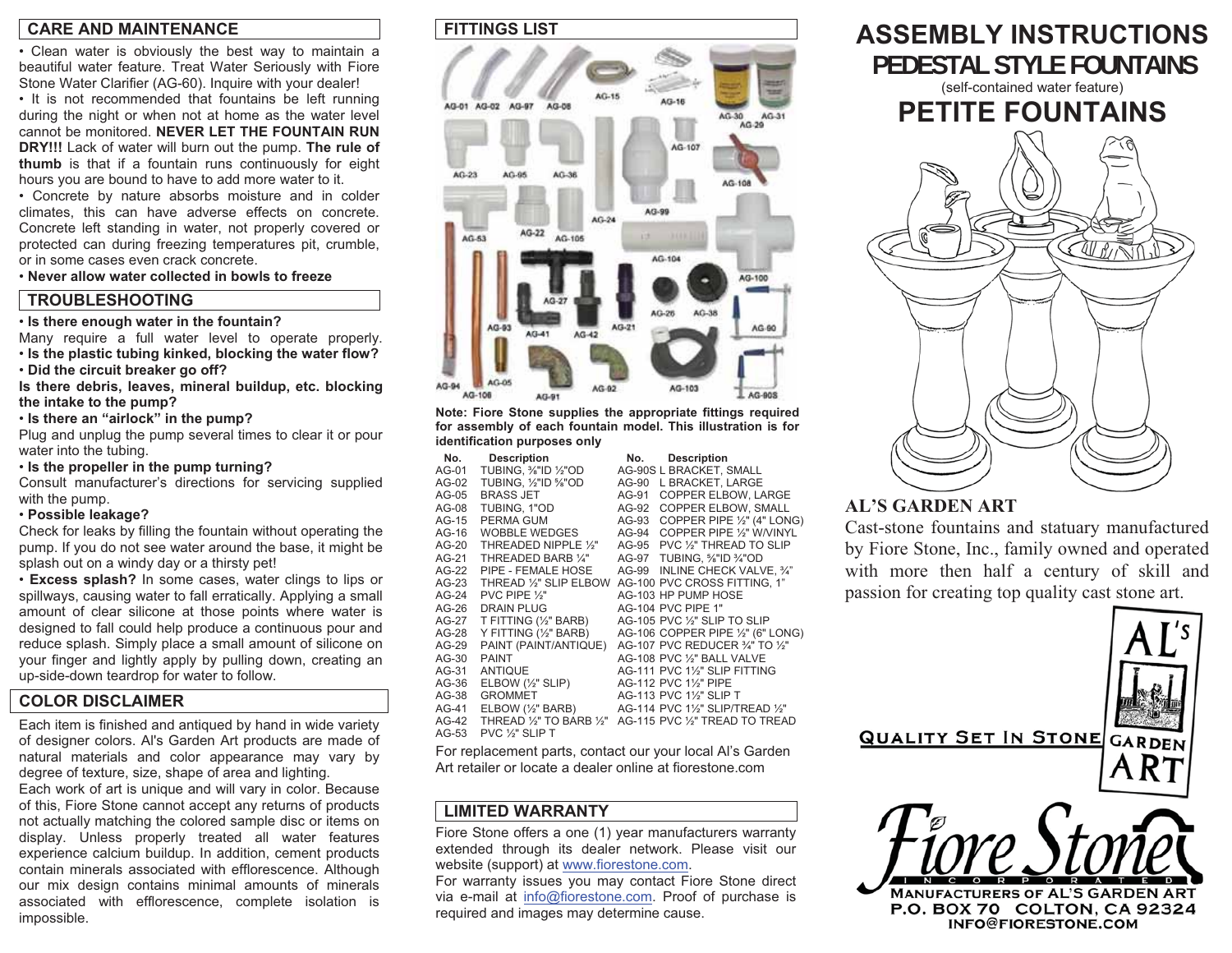## CARE AND MAINTENANCE

- Clean water is obviously the best way to maintain a beautiful water feature. Treat Water Seriously with Fiore Stone Water Clarifier (AG-60). Inquire with your dealer!
- It is not recommended that fountains be left running during the night or when not at home as the water level cannot be monitored. **NEVER LET THE FOUNTAIN RUN DRY!!!** Lack of water will burn out the pump. **The rule of thumb** is that if a fountain runs continuously for eight hours you are bound to have to add more water to it.
- Concrete by nature absorbs moisture and in colder climates, this can have adverse effects on concrete. Concrete left standing in water, not properly covered or protected can during freezing temperatures pit, crumble, or in some cases even crack concrete.
- **Never allow water collected in bowls to freeze**

## TROUBLESHOOTING

- **Is there enough water in the fountain?**

Many require a full water level to operate properly.

- **Is the plastic tubing kinked, blocking the water flow?**
- **Did the circuit breaker go off?**

**Is there debris, leaves, mineral buildup, etc. blocking the intake to the pump?**

- **Is there an "airlock" in the pump?**

Plug and unplug the pump several times to clear it or pour water into the tubing.

- **Is the propeller in the pump turning?**

Consult manufacturer's directions for servicing supplied with the pump.

- **Possible leakage?**

Check for leaks by filling the fountain without operating the pump. If you do not see water around the base, it might be splash out on a windy day or a thirsty pet!

- **Excess splash?** In some cases, water clings to lips or spillways, causing water to fall erratically. Applying a small amount of clear silicone at those points where water is designed to fall could help produce a continuous pour and reduce splash. Simply place a small amount of silicone on your finger and lightly apply by pulling down, creating an up-side-down teardrop for water to follow.

## COLOR DISCLAIMER

Each item is finished and antiqued by hand in wide variety of designer colors. Al's Garden Art products are made of natural materials and color appearance may vary by degree of texture, size, shape of area and lighting.

Each work of art is unique and will vary in color. Because of this, Fiore Stone cannot accept any returns of products not actually matching the colored sample disc or items on display. Unless properly treated all water features experience calcium buildup. In addition, cement products contain minerals associated with efflorescence. Although our mix design contains minimal amounts of minerals associated with efflorescence, complete isolation is impossible.

## FITTINGS LIST

**Note: Fiore Stone supplies the appropriate fittings required for assembly of each fountain model. This illustration is for identification purposes only**

| No. | Description | No. | Description |
|---|---|---|---|
| AG-01 | TUBING, ⅜"ID ½"OD | AG-90S | L BRACKET, SMALL |
| AG-02 | TUBING, ½"ID ⅝"OD | AG-90 | L BRACKET, LARGE |
| AG-05 | BRASS JET | AG-91 | COPPER ELBOW, LARGE |
| AG-08 | TUBING, 1"OD | AG-92 | COPPER ELBOW, SMALL |
| AG-15 | PERMA GUM | AG-93 | COPPER PIPE ½" (4" LONG) |
| AG-16 | WOBBLE WEDGES | AG-94 | COPPER PIPE ½" W/VINYL |
| AG-20 | THREADED NIPPLE ½" | AG-95 | PVC ½" THREAD TO SLIP |
| AG-21 | THREADED BARB ¼" | AG-97 | TUBING, ⅝"ID ¾"OD |
| AG-22 | PIPE - FEMALE HOSE | AG-99 | INLINE CHECK VALVE, ¾" |
| AG-23 | THREAD ½" SLIP ELBOW | AG-100 | PVC CROSS FITTING, 1" |
| AG-24 | PVC PIPE ½" | AG-103 | HP PUMP HOSE |
| AG-26 | DRAIN PLUG | AG-104 | PVC PIPE 1" |
| AG-27 | T FITTING (½" BARB) | AG-105 | PVC ½" SLIP TO SLIP |
| AG-28 | Y FITTING (½" BARB) | AG-106 | COPPER PIPE ½" (6" LONG) |
| AG-29 | PAINT (PAINT/ANTIQUE) | AG-107 | PVC REDUCER ¾" TO ½" |
| AG-30 | PAINT | AG-108 | PVC ½" BALL VALVE |
| AG-31 | ANTIQUE | AG-111 | PVC 1½" SLIP FITTING |
| AG-36 | ELBOW (½" SLIP) | AG-112 | PVC 1½" PIPE |
| AG-38 | GROMMET | AG-113 | PVC 1½" SLIP T |
| AG-41 | ELBOW (½" BARB) | AG-114 | PVC 1½" SLIP/TREAD ½" |
| AG-42 | THREAD ½" TO BARB ½" | AG-115 | PVC ½" TREAD TO TREAD |
| AG-53 | PVC ½" SLIP T | | |

For replacement parts, contact our your local Al's Garden Art retailer or locate a dealer online at fiorestone.com

## LIMITED WARRANTY

Fiore Stone offers a one (1) year manufacturers warranty extended through its dealer network. Please visit our website (support) at www.fiorestone.com.

For warranty issues you may contact Fiore Stone direct via e-mail at info@fiorestone.com. Proof of purchase is required and images may determine cause.

# ASSEMBLY INSTRUCTIONS
## PEDESTAL STYLE FOUNTAINS
(self-contained water feature)
## PETITE FOUNTAINS

### AL'S GARDEN ART

Cast-stone fountains and statuary manufactured by Fiore Stone, Inc., family owned and operated with more then half a century of skill and passion for creating top quality cast stone art.

QUALITY SET IN STONE — AL'S GARDEN ART

Fiore Stone INCORPORATED
MANUFACTURERS OF AL'S GARDEN ART
P.O. BOX 70 COLTON, CA 92324
INFO@FIORESTONE.COM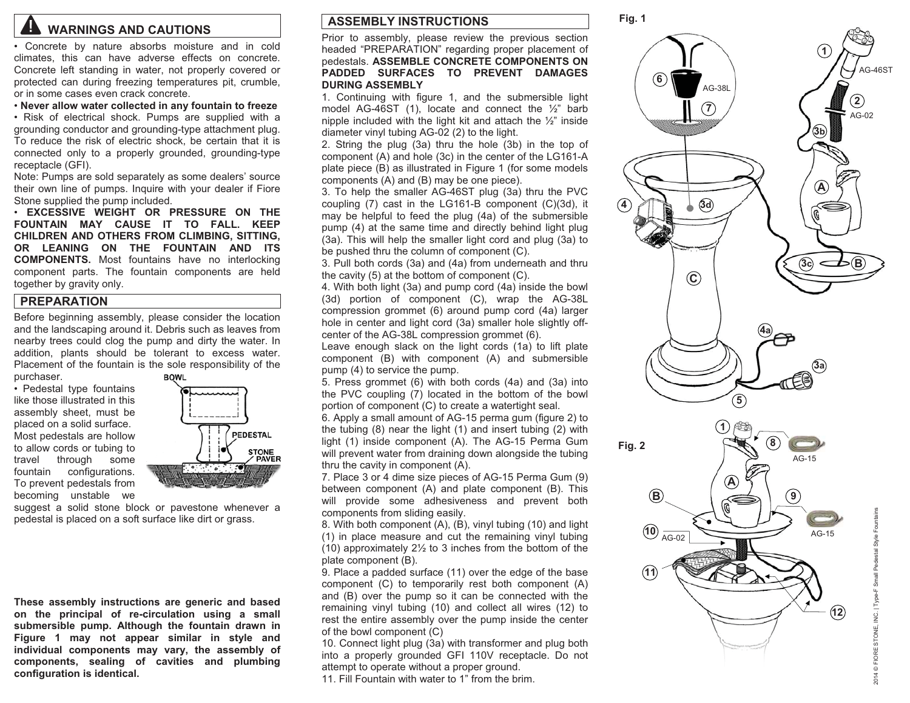## ⚠ WARNINGS AND CAUTIONS

• Concrete by nature absorbs moisture and in cold climates, this can have adverse effects on concrete. Concrete left standing in water, not properly covered or protected can during freezing temperatures pit, crumble, or in some cases even crack concrete.

• **Never allow water collected in any fountain to freeze**

• Risk of electrical shock. Pumps are supplied with a grounding conductor and grounding-type attachment plug. To reduce the risk of electric shock, be certain that it is connected only to a properly grounded, grounding-type receptacle (GFI).

Note: Pumps are sold separately as some dealers' source their own line of pumps. Inquire with your dealer if Fiore Stone supplied the pump included.

• **EXCESSIVE WEIGHT OR PRESSURE ON THE FOUNTAIN MAY CAUSE IT TO FALL. KEEP CHILDREN AND OTHERS FROM CLIMBING, SITTING, OR LEANING ON THE FOUNTAIN AND ITS COMPONENTS.** Most fountains have no interlocking component parts. The fountain components are held together by gravity only.

## PREPARATION

Before beginning assembly, please consider the location and the landscaping around it. Debris such as leaves from nearby trees could clog the pump and dirty the water. In addition, plants should be tolerant to excess water. Placement of the fountain is the sole responsibility of the purchaser.

• Pedestal type fountains like those illustrated in this assembly sheet, must be placed on a solid surface. Most pedestals are hollow to allow cords or tubing to travel through some fountain configurations. To prevent pedestals from becoming unstable we suggest a solid stone block or pavestone whenever a pedestal is placed on a soft surface like dirt or grass.

BOWL
PEDESTAL
STONE PAVER

**These assembly instructions are generic and based on the principal of re-circulation using a small submersible pump. Although the fountain drawn in Figure 1 may not appear similar in style and individual components may vary, the assembly of components, sealing of cavities and plumbing configuration is identical.**

## ASSEMBLY INSTRUCTIONS

Prior to assembly, please review the previous section headed "PREPARATION" regarding proper placement of pedestals. **ASSEMBLE CONCRETE COMPONENTS ON PADDED SURFACES TO PREVENT DAMAGES DURING ASSEMBLY**

1. Continuing with figure 1, and the submersible light model AG-46ST (1), locate and connect the ½" barb nipple included with the light kit and attach the ½" inside diameter vinyl tubing AG-02 (2) to the light.

2. String the plug (3a) thru the hole (3b) in the top of component (A) and hole (3c) in the center of the LG161-A plate piece (B) as illustrated in Figure 1 (for some models components (A) and (B) may be one piece).

3. To help the smaller AG-46ST plug (3a) thru the PVC coupling (7) cast in the LG161-B component (C)(3d), it may be helpful to feed the plug (4a) of the submersible pump (4) at the same time and directly behind light plug (3a). This will help the smaller light cord and plug (3a) to be pushed thru the column of component (C).

3. Pull both cords (3a) and (4a) from underneath and thru the cavity (5) at the bottom of component (C).

4. With both light (3a) and pump cord (4a) inside the bowl (3d) portion of component (C), wrap the AG-38L compression grommet (6) around pump cord (4a) larger hole in center and light cord (3a) smaller hole slightly off-center of the AG-38L compression grommet (6).

Leave enough slack on the light cords (1a) to lift plate component (B) with component (A) and submersible pump (4) to service the pump.

5. Press grommet (6) with both cords (4a) and (3a) into the PVC coupling (7) located in the bottom of the bowl portion of component (C) to create a watertight seal.

6. Apply a small amount of AG-15 perma gum (figure 2) to the tubing (8) near the light (1) and insert tubing (2) with light (1) inside component (A). The AG-15 Perma Gum will prevent water from draining down alongside the tubing thru the cavity in component (A).

7. Place 3 or 4 dime size pieces of AG-15 Perma Gum (9) between component (A) and plate component (B). This will provide some adhesiveness and prevent both components from sliding easily.

8. With both component (A), (B), vinyl tubing (10) and light (1) in place measure and cut the remaining vinyl tubing (10) approximately 2½ to 3 inches from the bottom of the plate component (B).

9. Place a padded surface (11) over the edge of the base component (C) to temporarily rest both component (A) and (B) over the pump so it can be connected with the remaining vinyl tubing (10) and collect all wires (12) to rest the entire assembly over the pump inside the center of the bowl component (C)

10. Connect light plug (3a) with transformer and plug both into a properly grounded GFI 110V receptacle. Do not attempt to operate without a proper ground.

11. Fill Fountain with water to 1" from the brim.

Fig. 1

6 AG-38L 7 4 3d C 4a 3a 5 1 AG-46ST 2 AG-02 3b A 3c B

Fig. 2

1 8 AG-15 A B 9 AG-15 10 AG-02 11 12

2014 © FIORE STONE, INC. | Type-F Small Pedestal Style Fountains